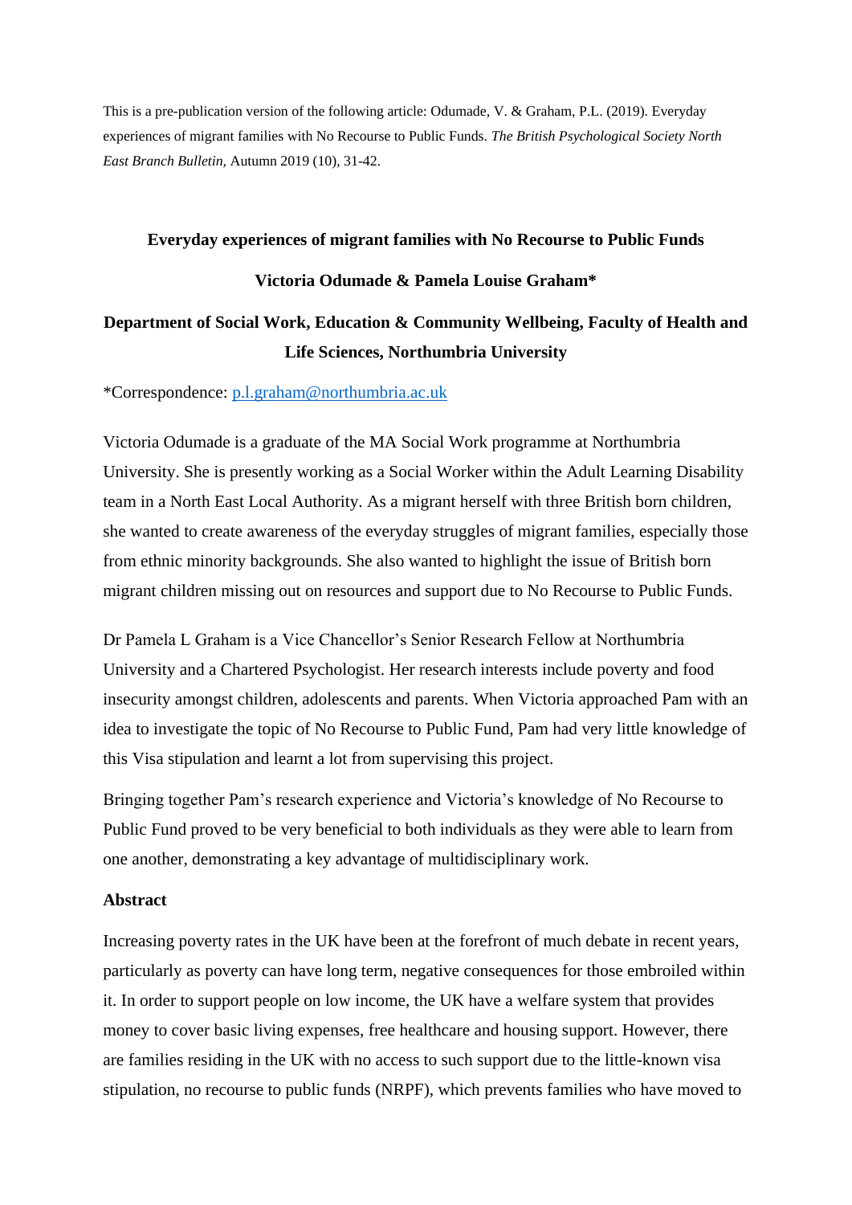This is a pre-publication version of the following article: Odumade, V. & Graham, P.L. (2019). Everyday experiences of migrant families with No Recourse to Public Funds. *The British Psychological Society North East Branch Bulletin,* Autumn 2019 (10), 31-42.

# Everyday experiences of migrant families with No Recourse to Public Funds

**Victoria Odumade & Pamela Louise Graham***

**Department of Social Work, Education & Community Wellbeing, Faculty of Health and Life Sciences, Northumbria University**

*Correspondence: p.l.graham@northumbria.ac.uk

Victoria Odumade is a graduate of the MA Social Work programme at Northumbria University. She is presently working as a Social Worker within the Adult Learning Disability team in a North East Local Authority. As a migrant herself with three British born children, she wanted to create awareness of the everyday struggles of migrant families, especially those from ethnic minority backgrounds. She also wanted to highlight the issue of British born migrant children missing out on resources and support due to No Recourse to Public Funds.

Dr Pamela L Graham is a Vice Chancellor's Senior Research Fellow at Northumbria University and a Chartered Psychologist. Her research interests include poverty and food insecurity amongst children, adolescents and parents. When Victoria approached Pam with an idea to investigate the topic of No Recourse to Public Fund, Pam had very little knowledge of this Visa stipulation and learnt a lot from supervising this project.

Bringing together Pam's research experience and Victoria's knowledge of No Recourse to Public Fund proved to be very beneficial to both individuals as they were able to learn from one another, demonstrating a key advantage of multidisciplinary work.

## Abstract

Increasing poverty rates in the UK have been at the forefront of much debate in recent years, particularly as poverty can have long term, negative consequences for those embroiled within it. In order to support people on low income, the UK have a welfare system that provides money to cover basic living expenses, free healthcare and housing support. However, there are families residing in the UK with no access to such support due to the little-known visa stipulation, no recourse to public funds (NRPF), which prevents families who have moved to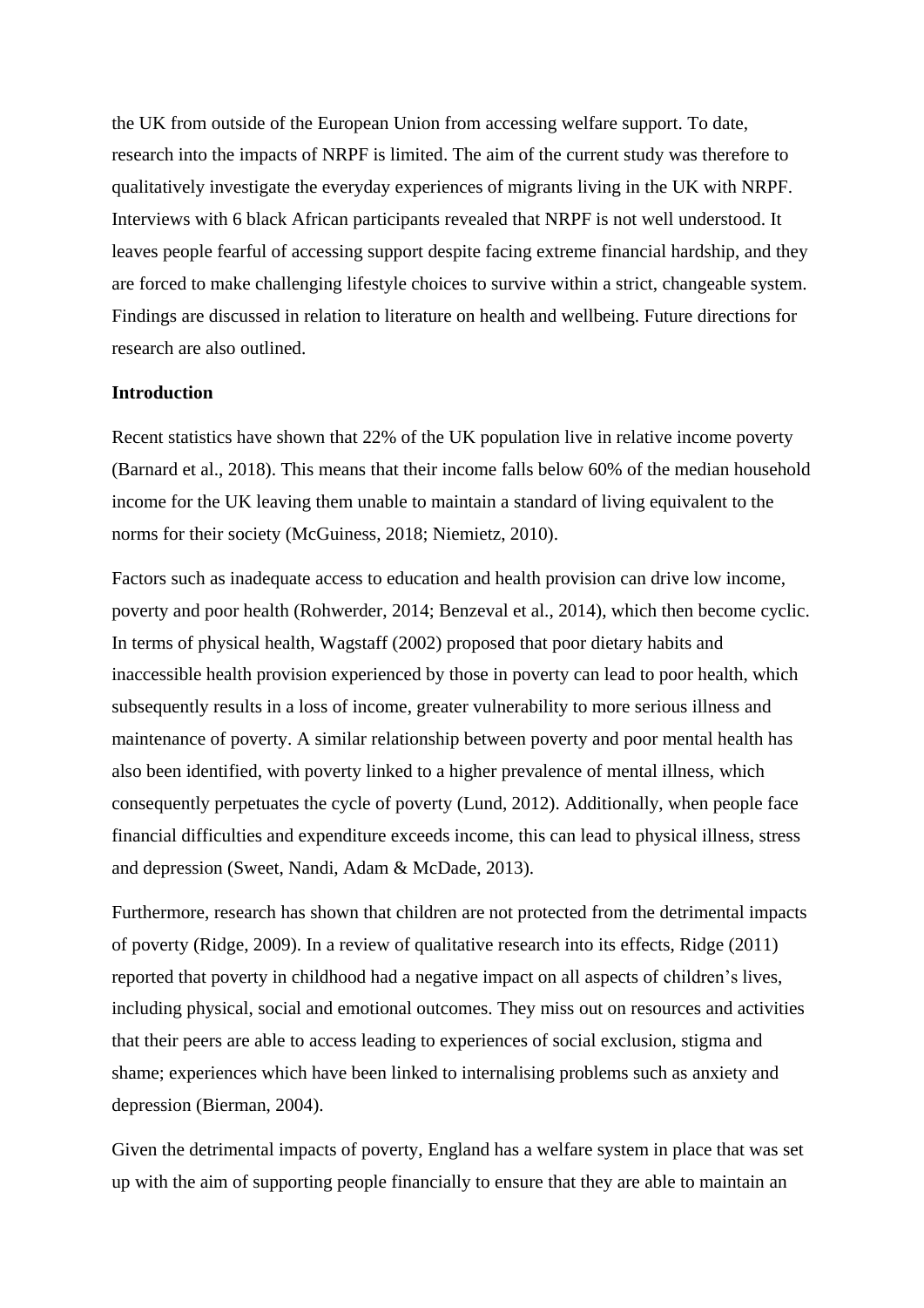the UK from outside of the European Union from accessing welfare support. To date, research into the impacts of NRPF is limited. The aim of the current study was therefore to qualitatively investigate the everyday experiences of migrants living in the UK with NRPF. Interviews with 6 black African participants revealed that NRPF is not well understood. It leaves people fearful of accessing support despite facing extreme financial hardship, and they are forced to make challenging lifestyle choices to survive within a strict, changeable system. Findings are discussed in relation to literature on health and wellbeing. Future directions for research are also outlined.

**Introduction**

Recent statistics have shown that 22% of the UK population live in relative income poverty (Barnard et al., 2018). This means that their income falls below 60% of the median household income for the UK leaving them unable to maintain a standard of living equivalent to the norms for their society (McGuiness, 2018; Niemietz, 2010).

Factors such as inadequate access to education and health provision can drive low income, poverty and poor health (Rohwerder, 2014; Benzeval et al., 2014), which then become cyclic. In terms of physical health, Wagstaff (2002) proposed that poor dietary habits and inaccessible health provision experienced by those in poverty can lead to poor health, which subsequently results in a loss of income, greater vulnerability to more serious illness and maintenance of poverty. A similar relationship between poverty and poor mental health has also been identified, with poverty linked to a higher prevalence of mental illness, which consequently perpetuates the cycle of poverty (Lund, 2012). Additionally, when people face financial difficulties and expenditure exceeds income, this can lead to physical illness, stress and depression (Sweet, Nandi, Adam & McDade, 2013).

Furthermore, research has shown that children are not protected from the detrimental impacts of poverty (Ridge, 2009). In a review of qualitative research into its effects, Ridge (2011) reported that poverty in childhood had a negative impact on all aspects of children's lives, including physical, social and emotional outcomes. They miss out on resources and activities that their peers are able to access leading to experiences of social exclusion, stigma and shame; experiences which have been linked to internalising problems such as anxiety and depression (Bierman, 2004).

Given the detrimental impacts of poverty, England has a welfare system in place that was set up with the aim of supporting people financially to ensure that they are able to maintain an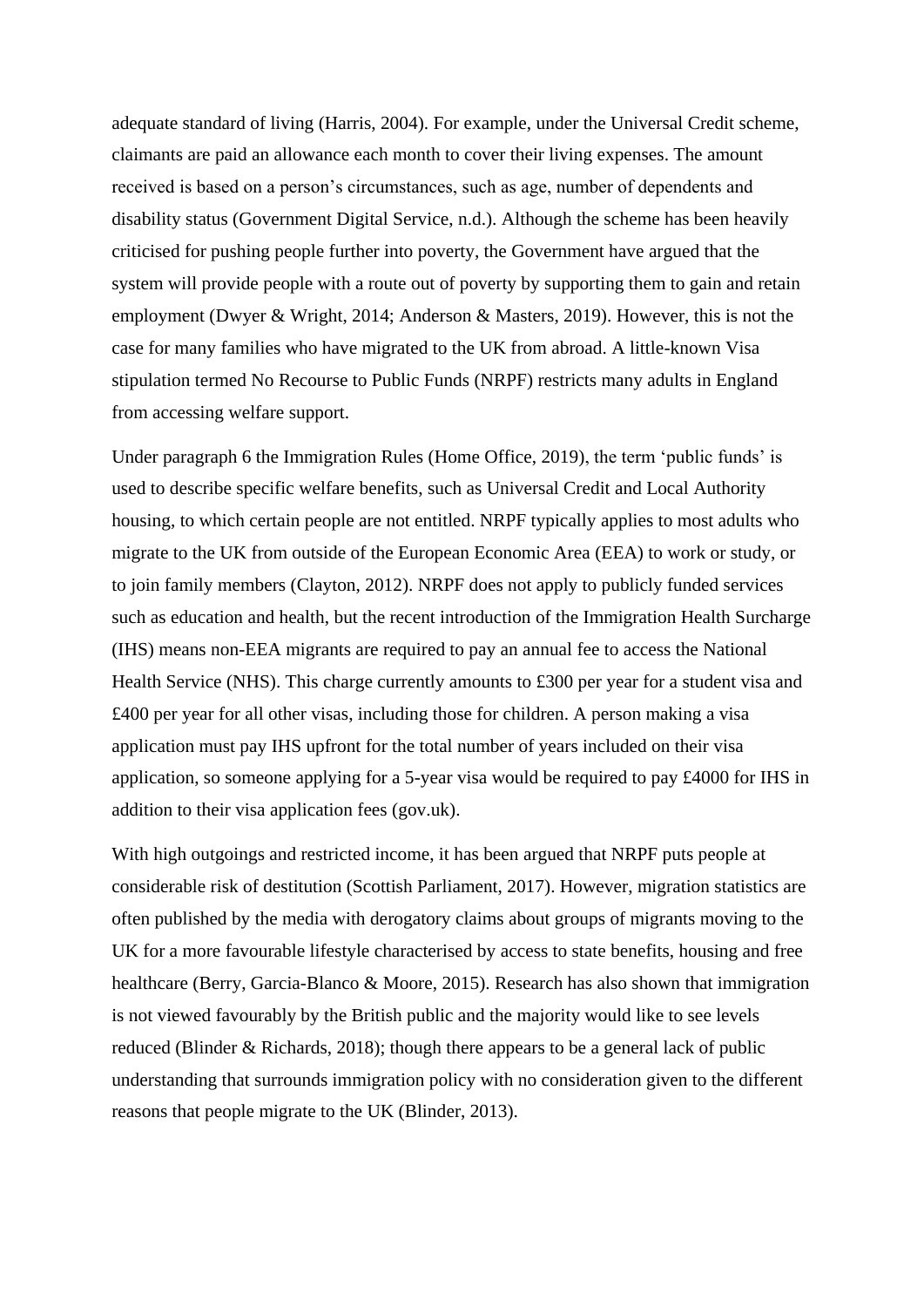adequate standard of living (Harris, 2004). For example, under the Universal Credit scheme, claimants are paid an allowance each month to cover their living expenses. The amount received is based on a person's circumstances, such as age, number of dependents and disability status (Government Digital Service, n.d.). Although the scheme has been heavily criticised for pushing people further into poverty, the Government have argued that the system will provide people with a route out of poverty by supporting them to gain and retain employment (Dwyer & Wright, 2014; Anderson & Masters, 2019). However, this is not the case for many families who have migrated to the UK from abroad. A little-known Visa stipulation termed No Recourse to Public Funds (NRPF) restricts many adults in England from accessing welfare support.

Under paragraph 6 the Immigration Rules (Home Office, 2019), the term 'public funds' is used to describe specific welfare benefits, such as Universal Credit and Local Authority housing, to which certain people are not entitled. NRPF typically applies to most adults who migrate to the UK from outside of the European Economic Area (EEA) to work or study, or to join family members (Clayton, 2012). NRPF does not apply to publicly funded services such as education and health, but the recent introduction of the Immigration Health Surcharge (IHS) means non-EEA migrants are required to pay an annual fee to access the National Health Service (NHS). This charge currently amounts to £300 per year for a student visa and £400 per year for all other visas, including those for children. A person making a visa application must pay IHS upfront for the total number of years included on their visa application, so someone applying for a 5-year visa would be required to pay £4000 for IHS in addition to their visa application fees (gov.uk).

With high outgoings and restricted income, it has been argued that NRPF puts people at considerable risk of destitution (Scottish Parliament, 2017). However, migration statistics are often published by the media with derogatory claims about groups of migrants moving to the UK for a more favourable lifestyle characterised by access to state benefits, housing and free healthcare (Berry, Garcia-Blanco & Moore, 2015). Research has also shown that immigration is not viewed favourably by the British public and the majority would like to see levels reduced (Blinder & Richards, 2018); though there appears to be a general lack of public understanding that surrounds immigration policy with no consideration given to the different reasons that people migrate to the UK (Blinder, 2013).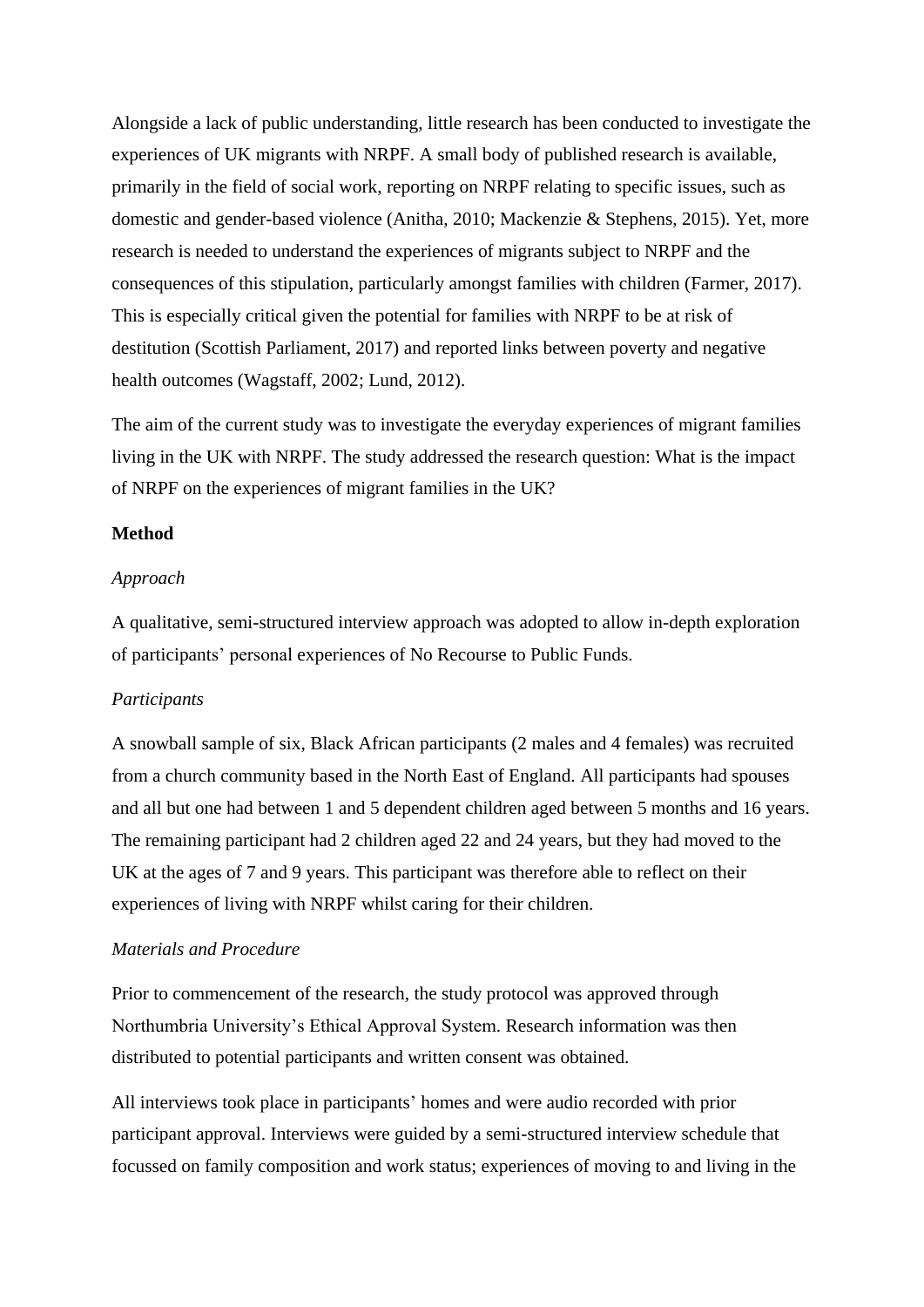Alongside a lack of public understanding, little research has been conducted to investigate the experiences of UK migrants with NRPF. A small body of published research is available, primarily in the field of social work, reporting on NRPF relating to specific issues, such as domestic and gender-based violence (Anitha, 2010; Mackenzie & Stephens, 2015). Yet, more research is needed to understand the experiences of migrants subject to NRPF and the consequences of this stipulation, particularly amongst families with children (Farmer, 2017). This is especially critical given the potential for families with NRPF to be at risk of destitution (Scottish Parliament, 2017) and reported links between poverty and negative health outcomes (Wagstaff, 2002; Lund, 2012).

The aim of the current study was to investigate the everyday experiences of migrant families living in the UK with NRPF. The study addressed the research question: What is the impact of NRPF on the experiences of migrant families in the UK?

## Method

### *Approach*

A qualitative, semi-structured interview approach was adopted to allow in-depth exploration of participants' personal experiences of No Recourse to Public Funds.

### *Participants*

A snowball sample of six, Black African participants (2 males and 4 females) was recruited from a church community based in the North East of England. All participants had spouses and all but one had between 1 and 5 dependent children aged between 5 months and 16 years. The remaining participant had 2 children aged 22 and 24 years, but they had moved to the UK at the ages of 7 and 9 years. This participant was therefore able to reflect on their experiences of living with NRPF whilst caring for their children.

### *Materials and Procedure*

Prior to commencement of the research, the study protocol was approved through Northumbria University's Ethical Approval System. Research information was then distributed to potential participants and written consent was obtained.

All interviews took place in participants' homes and were audio recorded with prior participant approval. Interviews were guided by a semi-structured interview schedule that focussed on family composition and work status; experiences of moving to and living in the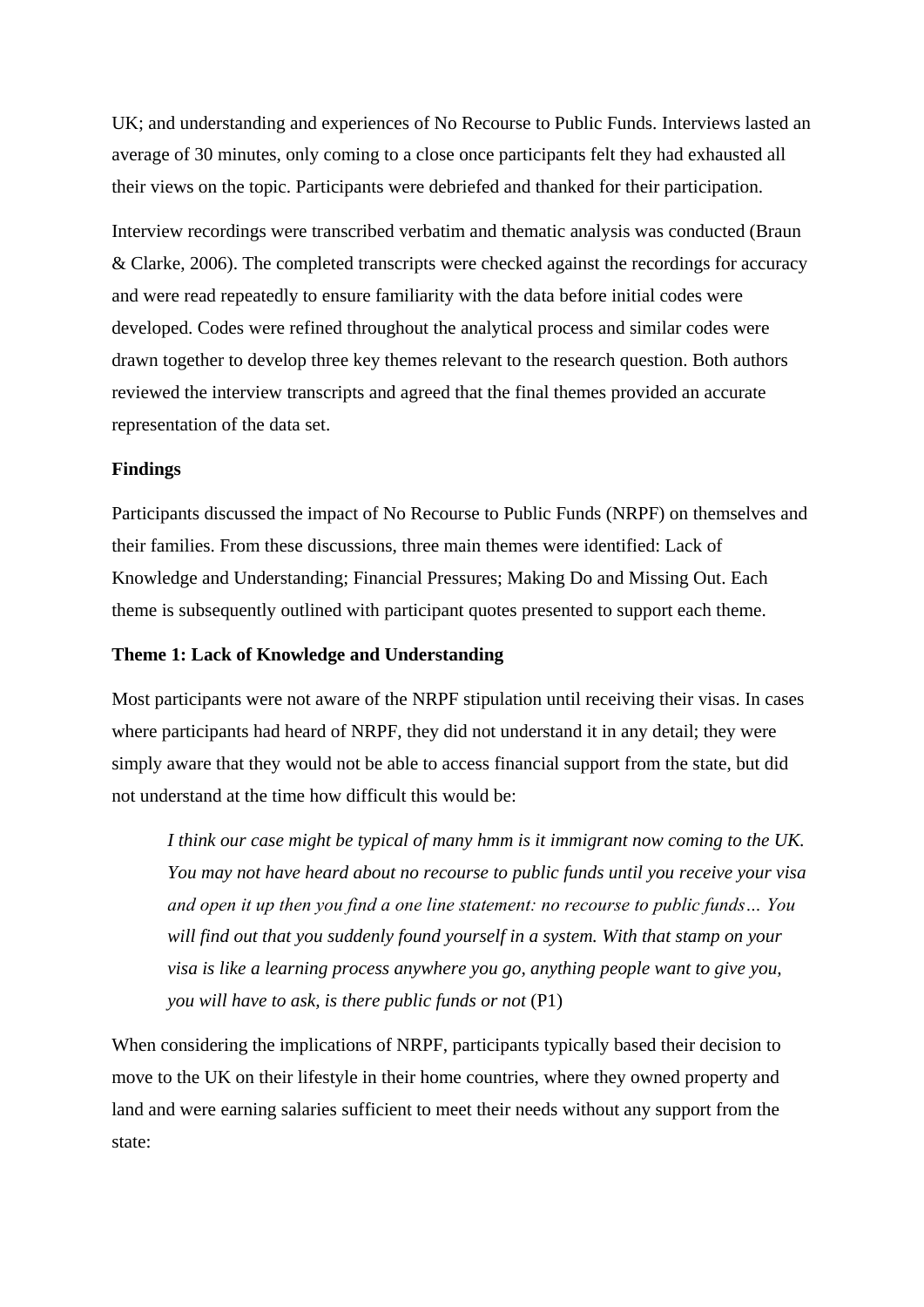UK; and understanding and experiences of No Recourse to Public Funds. Interviews lasted an average of 30 minutes, only coming to a close once participants felt they had exhausted all their views on the topic. Participants were debriefed and thanked for their participation.

Interview recordings were transcribed verbatim and thematic analysis was conducted (Braun & Clarke, 2006). The completed transcripts were checked against the recordings for accuracy and were read repeatedly to ensure familiarity with the data before initial codes were developed. Codes were refined throughout the analytical process and similar codes were drawn together to develop three key themes relevant to the research question. Both authors reviewed the interview transcripts and agreed that the final themes provided an accurate representation of the data set.

**Findings**

Participants discussed the impact of No Recourse to Public Funds (NRPF) on themselves and their families. From these discussions, three main themes were identified: Lack of Knowledge and Understanding; Financial Pressures; Making Do and Missing Out. Each theme is subsequently outlined with participant quotes presented to support each theme.

**Theme 1: Lack of Knowledge and Understanding**

Most participants were not aware of the NRPF stipulation until receiving their visas. In cases where participants had heard of NRPF, they did not understand it in any detail; they were simply aware that they would not be able to access financial support from the state, but did not understand at the time how difficult this would be:

> *I think our case might be typical of many hmm is it immigrant now coming to the UK. You may not have heard about no recourse to public funds until you receive your visa and open it up then you find a one line statement: no recourse to public funds… You will find out that you suddenly found yourself in a system. With that stamp on your visa is like a learning process anywhere you go, anything people want to give you, you will have to ask, is there public funds or not* (P1)

When considering the implications of NRPF, participants typically based their decision to move to the UK on their lifestyle in their home countries, where they owned property and land and were earning salaries sufficient to meet their needs without any support from the state: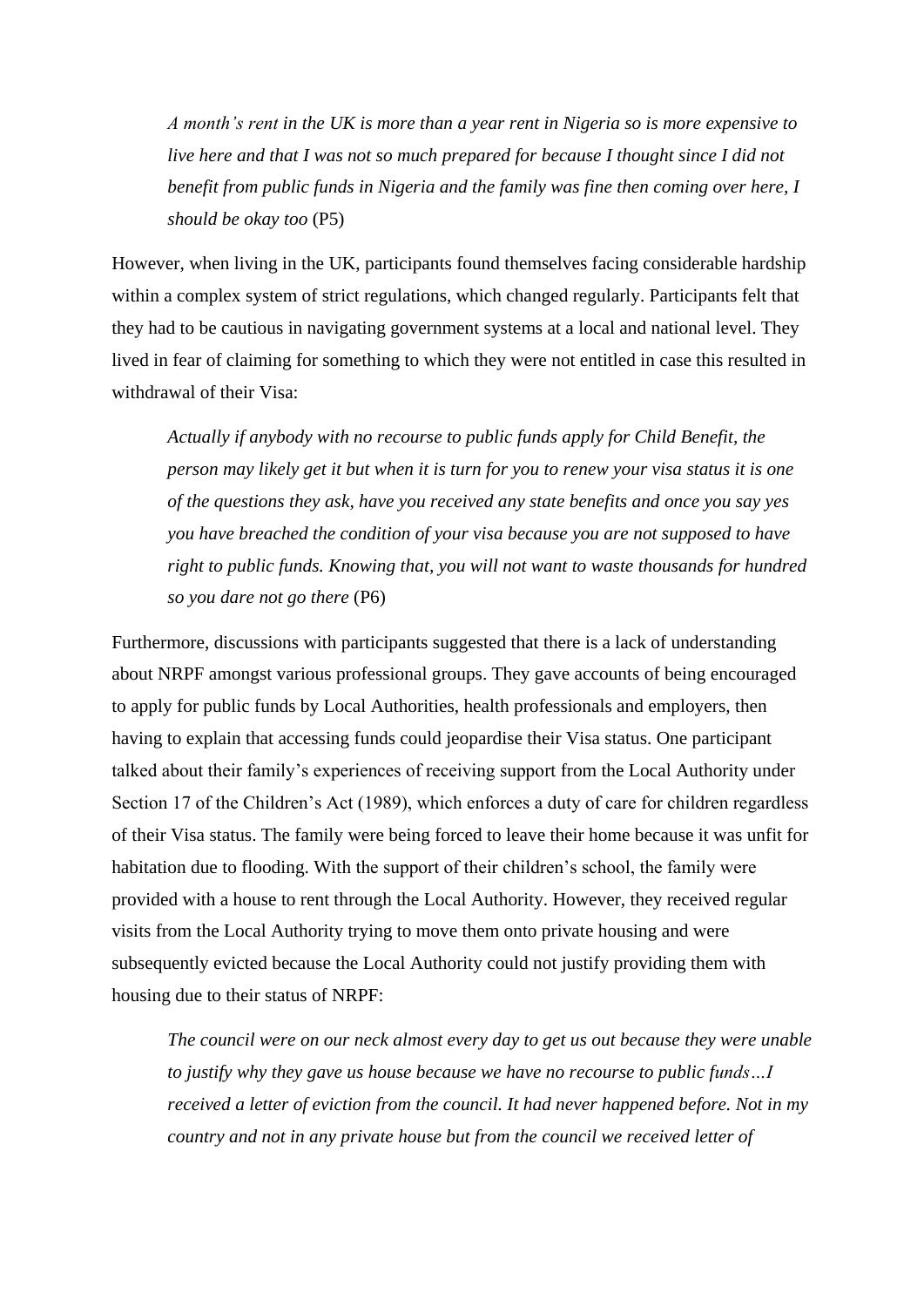> *A month's rent in the UK is more than a year rent in Nigeria so is more expensive to live here and that I was not so much prepared for because I thought since I did not benefit from public funds in Nigeria and the family was fine then coming over here, I should be okay too* (P5)

However, when living in the UK, participants found themselves facing considerable hardship within a complex system of strict regulations, which changed regularly. Participants felt that they had to be cautious in navigating government systems at a local and national level. They lived in fear of claiming for something to which they were not entitled in case this resulted in withdrawal of their Visa:

> *Actually if anybody with no recourse to public funds apply for Child Benefit, the person may likely get it but when it is turn for you to renew your visa status it is one of the questions they ask, have you received any state benefits and once you say yes you have breached the condition of your visa because you are not supposed to have right to public funds. Knowing that, you will not want to waste thousands for hundred so you dare not go there* (P6)

Furthermore, discussions with participants suggested that there is a lack of understanding about NRPF amongst various professional groups. They gave accounts of being encouraged to apply for public funds by Local Authorities, health professionals and employers, then having to explain that accessing funds could jeopardise their Visa status. One participant talked about their family's experiences of receiving support from the Local Authority under Section 17 of the Children's Act (1989), which enforces a duty of care for children regardless of their Visa status. The family were being forced to leave their home because it was unfit for habitation due to flooding. With the support of their children's school, the family were provided with a house to rent through the Local Authority. However, they received regular visits from the Local Authority trying to move them onto private housing and were subsequently evicted because the Local Authority could not justify providing them with housing due to their status of NRPF:

> *The council were on our neck almost every day to get us out because they were unable to justify why they gave us house because we have no recourse to public funds…I received a letter of eviction from the council. It had never happened before. Not in my country and not in any private house but from the council we received letter of*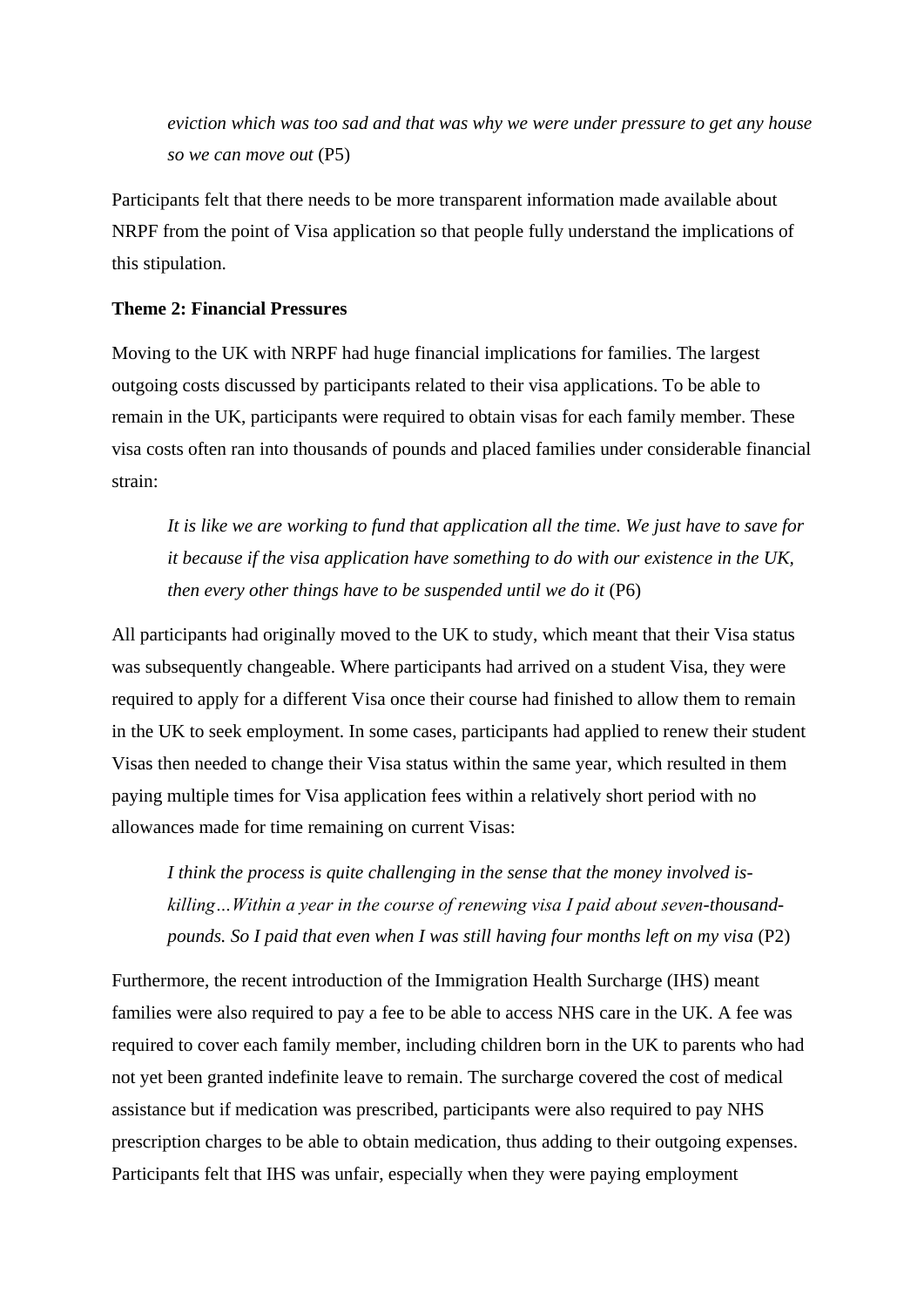*eviction which was too sad and that was why we were under pressure to get any house so we can move out* (P5)

Participants felt that there needs to be more transparent information made available about NRPF from the point of Visa application so that people fully understand the implications of this stipulation.

**Theme 2: Financial Pressures**

Moving to the UK with NRPF had huge financial implications for families. The largest outgoing costs discussed by participants related to their visa applications. To be able to remain in the UK, participants were required to obtain visas for each family member. These visa costs often ran into thousands of pounds and placed families under considerable financial strain:

*It is like we are working to fund that application all the time. We just have to save for it because if the visa application have something to do with our existence in the UK, then every other things have to be suspended until we do it* (P6)

All participants had originally moved to the UK to study, which meant that their Visa status was subsequently changeable. Where participants had arrived on a student Visa, they were required to apply for a different Visa once their course had finished to allow them to remain in the UK to seek employment. In some cases, participants had applied to renew their student Visas then needed to change their Visa status within the same year, which resulted in them paying multiple times for Visa application fees within a relatively short period with no allowances made for time remaining on current Visas:

*I think the process is quite challenging in the sense that the money involved is-killing…Within a year in the course of renewing visa I paid about seven-thousand-pounds. So I paid that even when I was still having four months left on my visa* (P2)

Furthermore, the recent introduction of the Immigration Health Surcharge (IHS) meant families were also required to pay a fee to be able to access NHS care in the UK. A fee was required to cover each family member, including children born in the UK to parents who had not yet been granted indefinite leave to remain. The surcharge covered the cost of medical assistance but if medication was prescribed, participants were also required to pay NHS prescription charges to be able to obtain medication, thus adding to their outgoing expenses. Participants felt that IHS was unfair, especially when they were paying employment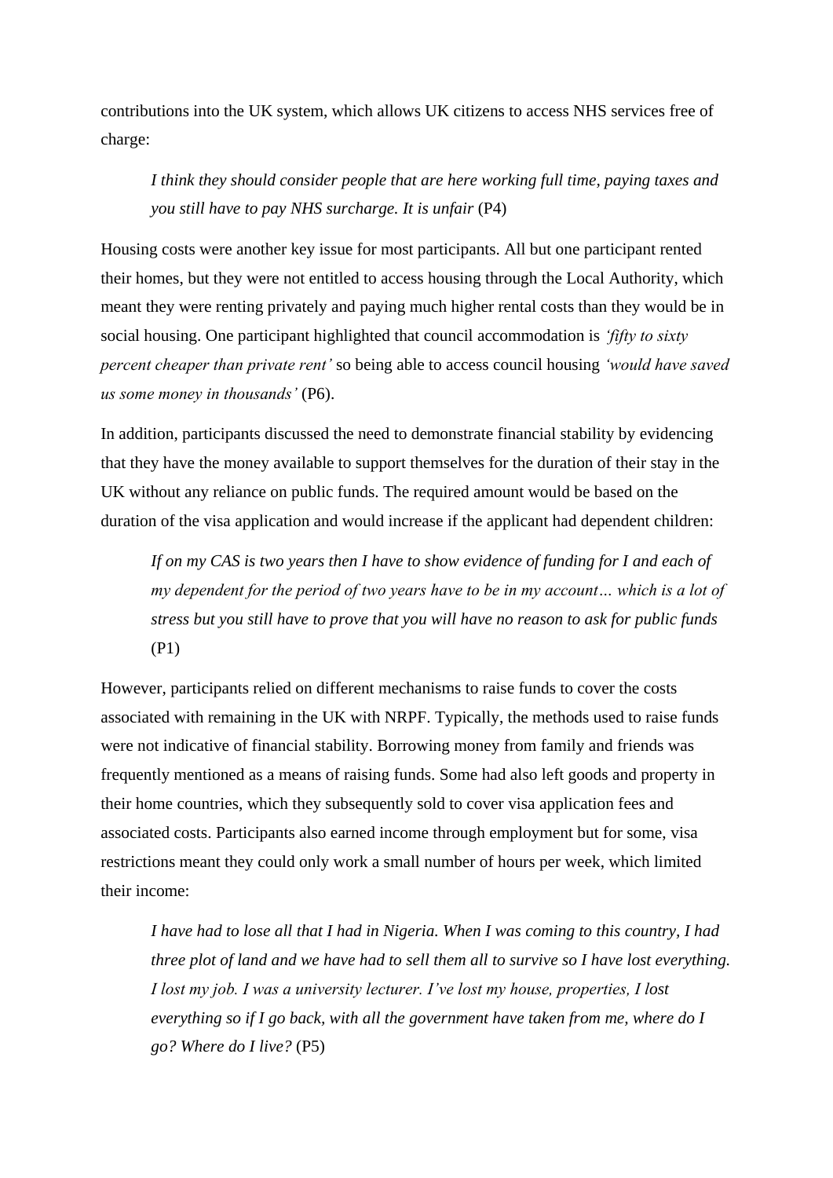contributions into the UK system, which allows UK citizens to access NHS services free of charge:

> *I think they should consider people that are here working full time, paying taxes and you still have to pay NHS surcharge. It is unfair* (P4)

Housing costs were another key issue for most participants. All but one participant rented their homes, but they were not entitled to access housing through the Local Authority, which meant they were renting privately and paying much higher rental costs than they would be in social housing. One participant highlighted that council accommodation is *'fifty to sixty percent cheaper than private rent'* so being able to access council housing *'would have saved us some money in thousands'* (P6).

In addition, participants discussed the need to demonstrate financial stability by evidencing that they have the money available to support themselves for the duration of their stay in the UK without any reliance on public funds. The required amount would be based on the duration of the visa application and would increase if the applicant had dependent children:

> *If on my CAS is two years then I have to show evidence of funding for I and each of my dependent for the period of two years have to be in my account… which is a lot of stress but you still have to prove that you will have no reason to ask for public funds* (P1)

However, participants relied on different mechanisms to raise funds to cover the costs associated with remaining in the UK with NRPF. Typically, the methods used to raise funds were not indicative of financial stability. Borrowing money from family and friends was frequently mentioned as a means of raising funds. Some had also left goods and property in their home countries, which they subsequently sold to cover visa application fees and associated costs. Participants also earned income through employment but for some, visa restrictions meant they could only work a small number of hours per week, which limited their income:

> *I have had to lose all that I had in Nigeria. When I was coming to this country, I had three plot of land and we have had to sell them all to survive so I have lost everything. I lost my job. I was a university lecturer. I've lost my house, properties, I lost everything so if I go back, with all the government have taken from me, where do I go? Where do I live?* (P5)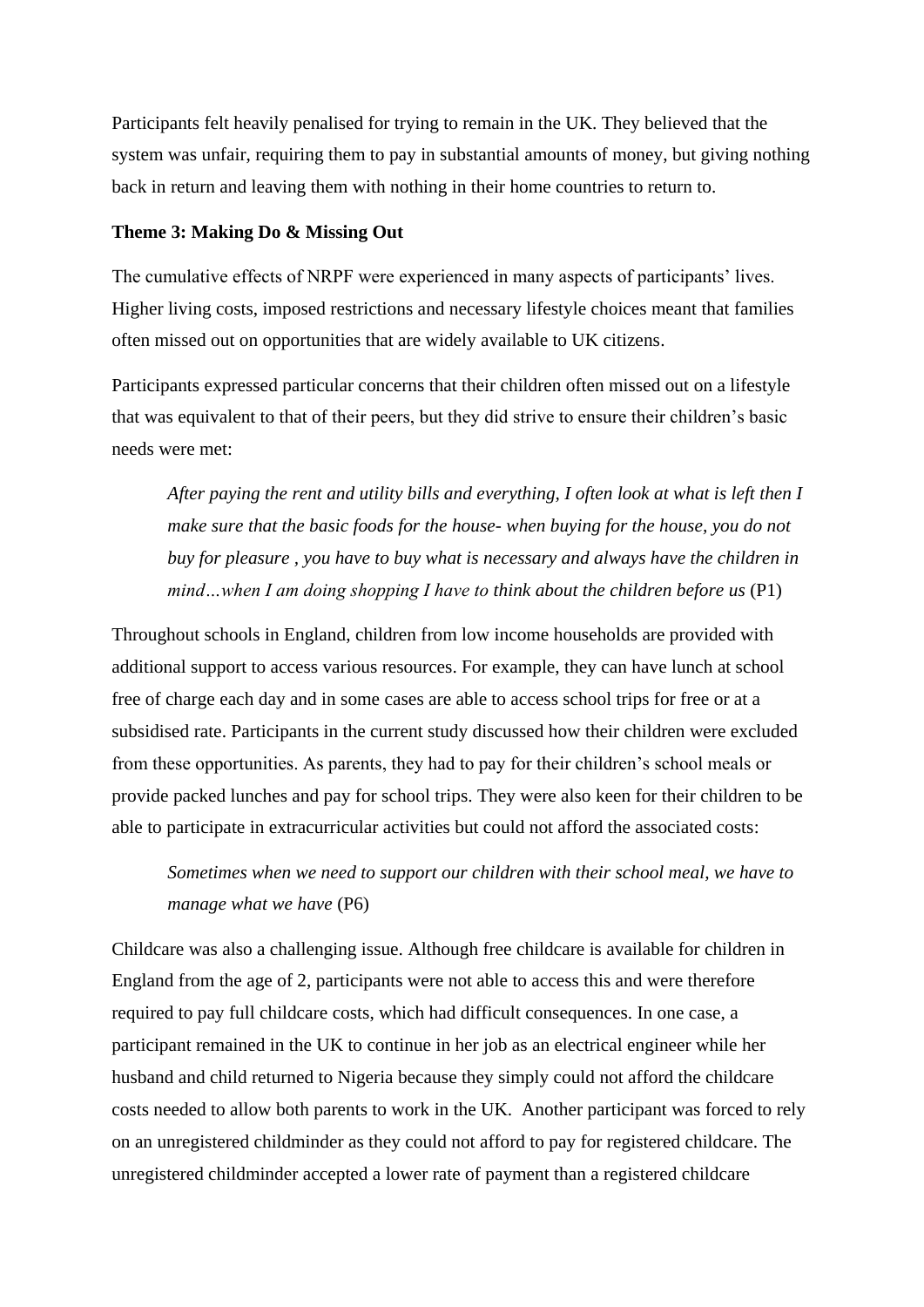Participants felt heavily penalised for trying to remain in the UK. They believed that the system was unfair, requiring them to pay in substantial amounts of money, but giving nothing back in return and leaving them with nothing in their home countries to return to.

**Theme 3: Making Do & Missing Out**

The cumulative effects of NRPF were experienced in many aspects of participants' lives. Higher living costs, imposed restrictions and necessary lifestyle choices meant that families often missed out on opportunities that are widely available to UK citizens.

Participants expressed particular concerns that their children often missed out on a lifestyle that was equivalent to that of their peers, but they did strive to ensure their children's basic needs were met:

> *After paying the rent and utility bills and everything, I often look at what is left then I make sure that the basic foods for the house- when buying for the house, you do not buy for pleasure , you have to buy what is necessary and always have the children in mind…when I am doing shopping I have to think about the children before us* (P1)

Throughout schools in England, children from low income households are provided with additional support to access various resources. For example, they can have lunch at school free of charge each day and in some cases are able to access school trips for free or at a subsidised rate. Participants in the current study discussed how their children were excluded from these opportunities. As parents, they had to pay for their children's school meals or provide packed lunches and pay for school trips. They were also keen for their children to be able to participate in extracurricular activities but could not afford the associated costs:

> *Sometimes when we need to support our children with their school meal, we have to manage what we have* (P6)

Childcare was also a challenging issue. Although free childcare is available for children in England from the age of 2, participants were not able to access this and were therefore required to pay full childcare costs, which had difficult consequences. In one case, a participant remained in the UK to continue in her job as an electrical engineer while her husband and child returned to Nigeria because they simply could not afford the childcare costs needed to allow both parents to work in the UK. Another participant was forced to rely on an unregistered childminder as they could not afford to pay for registered childcare. The unregistered childminder accepted a lower rate of payment than a registered childcare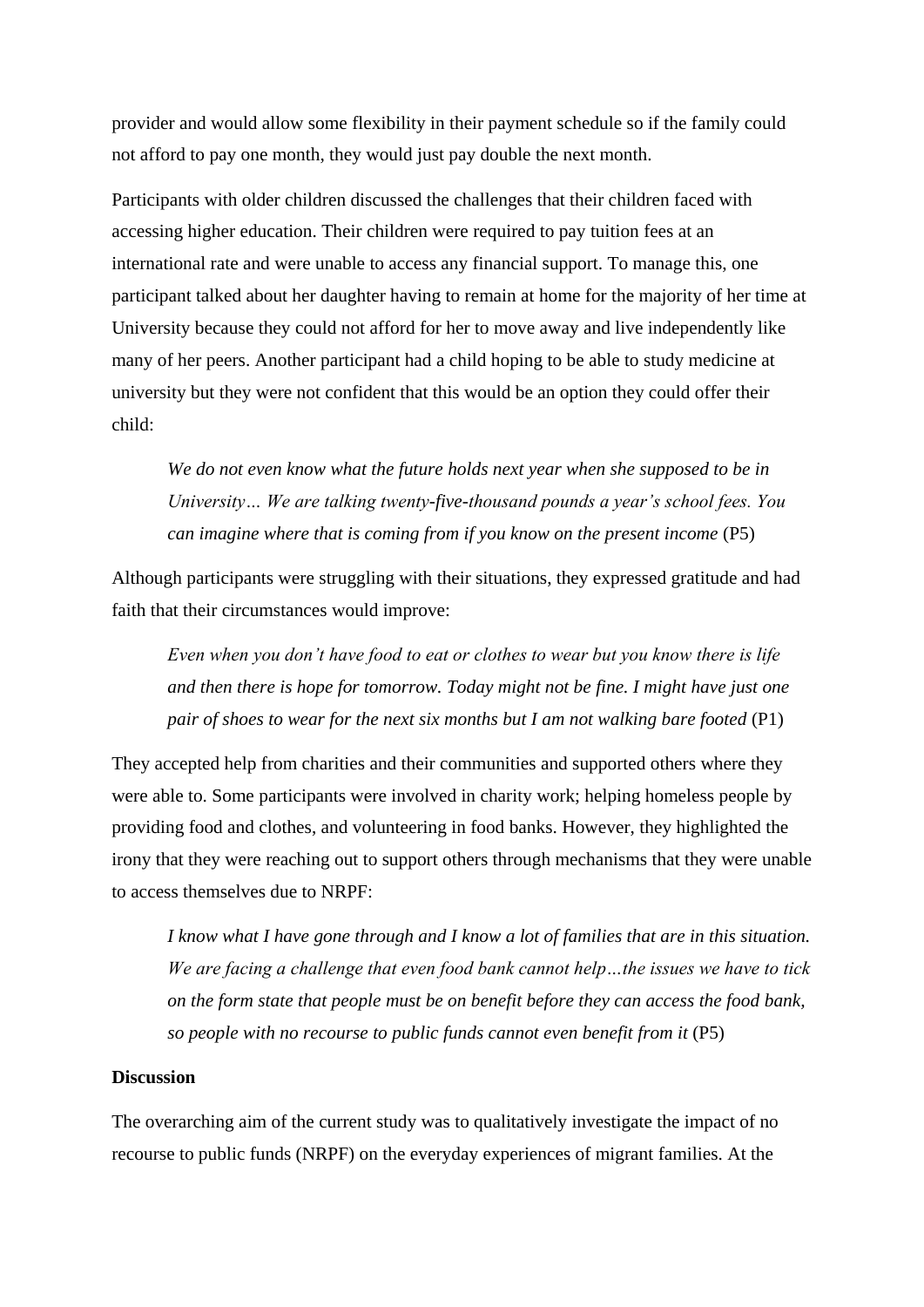provider and would allow some flexibility in their payment schedule so if the family could not afford to pay one month, they would just pay double the next month.

Participants with older children discussed the challenges that their children faced with accessing higher education. Their children were required to pay tuition fees at an international rate and were unable to access any financial support. To manage this, one participant talked about her daughter having to remain at home for the majority of her time at University because they could not afford for her to move away and live independently like many of her peers. Another participant had a child hoping to be able to study medicine at university but they were not confident that this would be an option they could offer their child:

> *We do not even know what the future holds next year when she supposed to be in University… We are talking twenty-five-thousand pounds a year's school fees. You can imagine where that is coming from if you know on the present income* (P5)

Although participants were struggling with their situations, they expressed gratitude and had faith that their circumstances would improve:

> *Even when you don't have food to eat or clothes to wear but you know there is life and then there is hope for tomorrow. Today might not be fine. I might have just one pair of shoes to wear for the next six months but I am not walking bare footed* (P1)

They accepted help from charities and their communities and supported others where they were able to. Some participants were involved in charity work; helping homeless people by providing food and clothes, and volunteering in food banks. However, they highlighted the irony that they were reaching out to support others through mechanisms that they were unable to access themselves due to NRPF:

> *I know what I have gone through and I know a lot of families that are in this situation. We are facing a challenge that even food bank cannot help…the issues we have to tick on the form state that people must be on benefit before they can access the food bank, so people with no recourse to public funds cannot even benefit from it* (P5)

**Discussion**

The overarching aim of the current study was to qualitatively investigate the impact of no recourse to public funds (NRPF) on the everyday experiences of migrant families. At the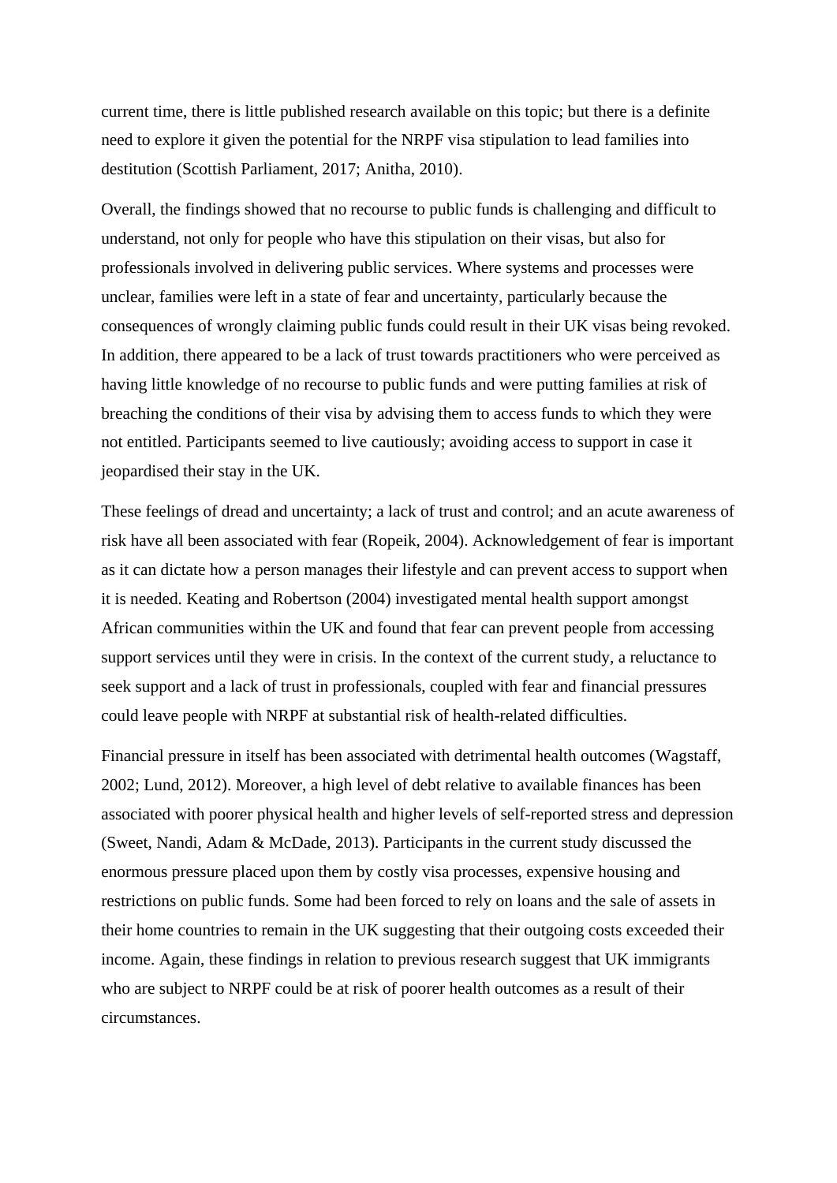current time, there is little published research available on this topic; but there is a definite need to explore it given the potential for the NRPF visa stipulation to lead families into destitution (Scottish Parliament, 2017; Anitha, 2010).

Overall, the findings showed that no recourse to public funds is challenging and difficult to understand, not only for people who have this stipulation on their visas, but also for professionals involved in delivering public services. Where systems and processes were unclear, families were left in a state of fear and uncertainty, particularly because the consequences of wrongly claiming public funds could result in their UK visas being revoked. In addition, there appeared to be a lack of trust towards practitioners who were perceived as having little knowledge of no recourse to public funds and were putting families at risk of breaching the conditions of their visa by advising them to access funds to which they were not entitled. Participants seemed to live cautiously; avoiding access to support in case it jeopardised their stay in the UK.

These feelings of dread and uncertainty; a lack of trust and control; and an acute awareness of risk have all been associated with fear (Ropeik, 2004). Acknowledgement of fear is important as it can dictate how a person manages their lifestyle and can prevent access to support when it is needed. Keating and Robertson (2004) investigated mental health support amongst African communities within the UK and found that fear can prevent people from accessing support services until they were in crisis. In the context of the current study, a reluctance to seek support and a lack of trust in professionals, coupled with fear and financial pressures could leave people with NRPF at substantial risk of health-related difficulties.

Financial pressure in itself has been associated with detrimental health outcomes (Wagstaff, 2002; Lund, 2012). Moreover, a high level of debt relative to available finances has been associated with poorer physical health and higher levels of self-reported stress and depression (Sweet, Nandi, Adam & McDade, 2013). Participants in the current study discussed the enormous pressure placed upon them by costly visa processes, expensive housing and restrictions on public funds. Some had been forced to rely on loans and the sale of assets in their home countries to remain in the UK suggesting that their outgoing costs exceeded their income. Again, these findings in relation to previous research suggest that UK immigrants who are subject to NRPF could be at risk of poorer health outcomes as a result of their circumstances.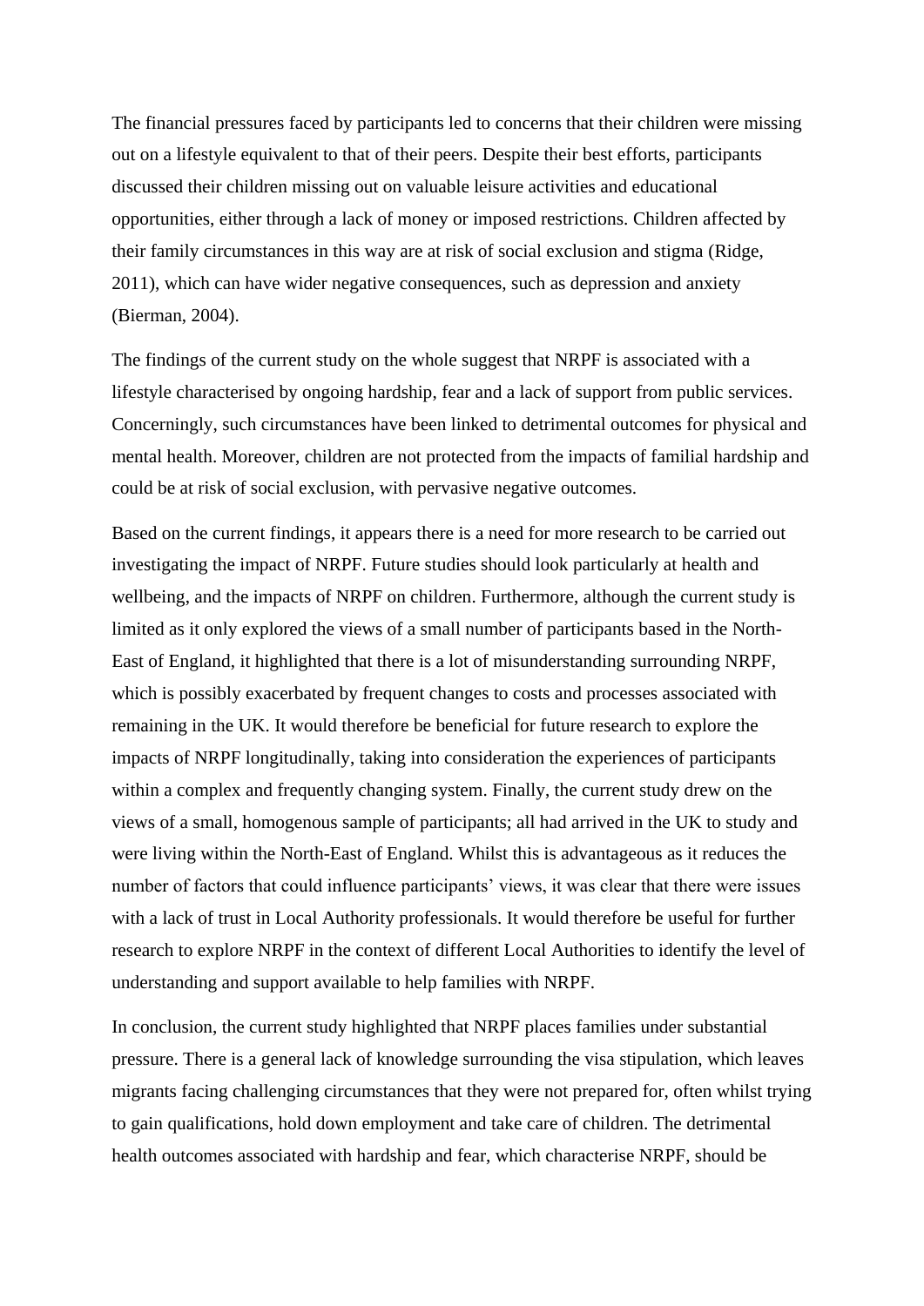The financial pressures faced by participants led to concerns that their children were missing out on a lifestyle equivalent to that of their peers. Despite their best efforts, participants discussed their children missing out on valuable leisure activities and educational opportunities, either through a lack of money or imposed restrictions. Children affected by their family circumstances in this way are at risk of social exclusion and stigma (Ridge, 2011), which can have wider negative consequences, such as depression and anxiety (Bierman, 2004).

The findings of the current study on the whole suggest that NRPF is associated with a lifestyle characterised by ongoing hardship, fear and a lack of support from public services. Concerningly, such circumstances have been linked to detrimental outcomes for physical and mental health. Moreover, children are not protected from the impacts of familial hardship and could be at risk of social exclusion, with pervasive negative outcomes.

Based on the current findings, it appears there is a need for more research to be carried out investigating the impact of NRPF. Future studies should look particularly at health and wellbeing, and the impacts of NRPF on children. Furthermore, although the current study is limited as it only explored the views of a small number of participants based in the North-East of England, it highlighted that there is a lot of misunderstanding surrounding NRPF, which is possibly exacerbated by frequent changes to costs and processes associated with remaining in the UK. It would therefore be beneficial for future research to explore the impacts of NRPF longitudinally, taking into consideration the experiences of participants within a complex and frequently changing system. Finally, the current study drew on the views of a small, homogenous sample of participants; all had arrived in the UK to study and were living within the North-East of England. Whilst this is advantageous as it reduces the number of factors that could influence participants' views, it was clear that there were issues with a lack of trust in Local Authority professionals. It would therefore be useful for further research to explore NRPF in the context of different Local Authorities to identify the level of understanding and support available to help families with NRPF.

In conclusion, the current study highlighted that NRPF places families under substantial pressure. There is a general lack of knowledge surrounding the visa stipulation, which leaves migrants facing challenging circumstances that they were not prepared for, often whilst trying to gain qualifications, hold down employment and take care of children. The detrimental health outcomes associated with hardship and fear, which characterise NRPF, should be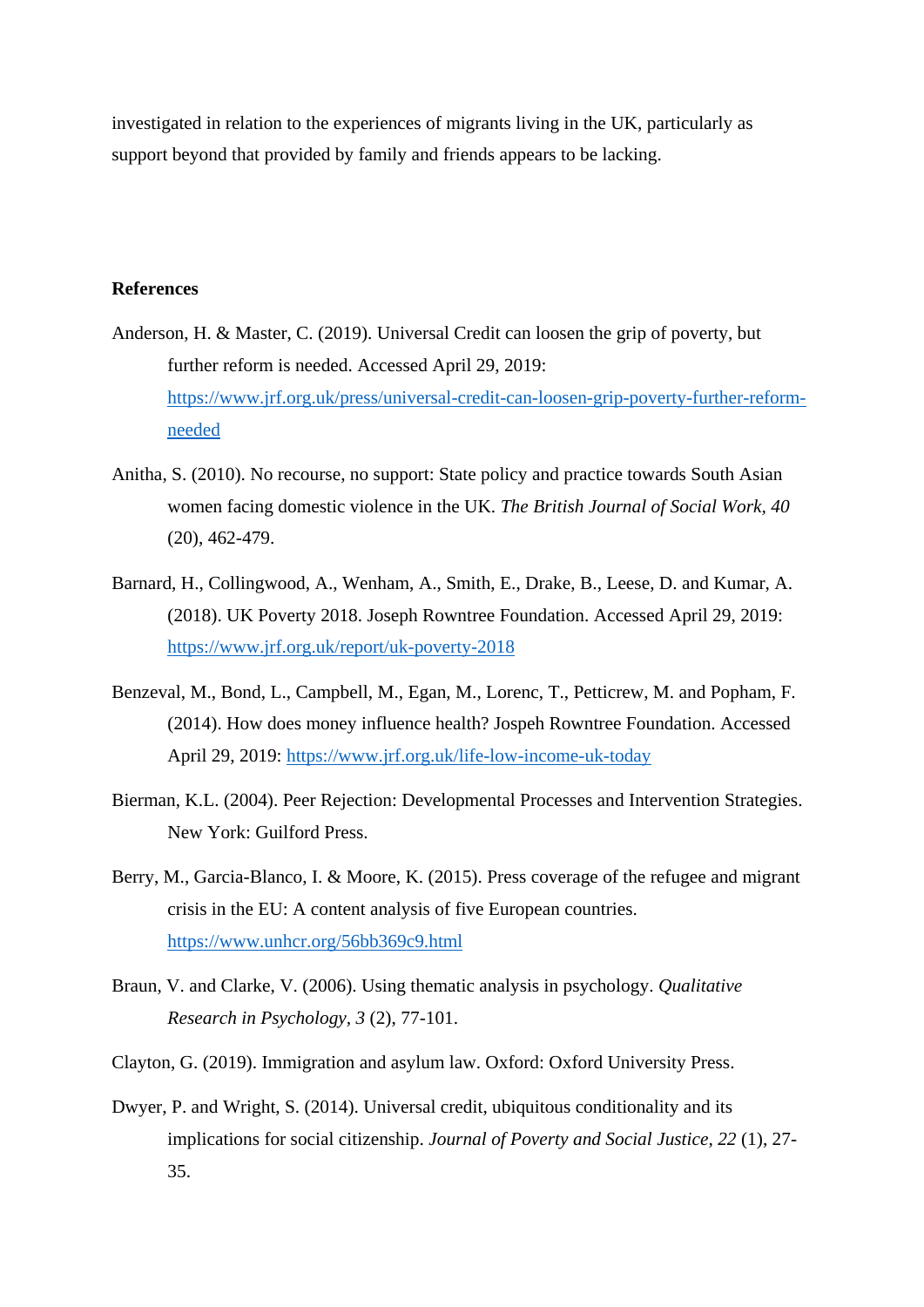investigated in relation to the experiences of migrants living in the UK, particularly as support beyond that provided by family and friends appears to be lacking.

**References**

Anderson, H. & Master, C. (2019). Universal Credit can loosen the grip of poverty, but further reform is needed. Accessed April 29, 2019: https://www.jrf.org.uk/press/universal-credit-can-loosen-grip-poverty-further-reform-needed

Anitha, S. (2010). No recourse, no support: State policy and practice towards South Asian women facing domestic violence in the UK. *The British Journal of Social Work, 40* (20), 462-479.

Barnard, H., Collingwood, A., Wenham, A., Smith, E., Drake, B., Leese, D. and Kumar, A. (2018). UK Poverty 2018. Joseph Rowntree Foundation. Accessed April 29, 2019: https://www.jrf.org.uk/report/uk-poverty-2018

Benzeval, M., Bond, L., Campbell, M., Egan, M., Lorenc, T., Petticrew, M. and Popham, F. (2014). How does money influence health? Jospeh Rowntree Foundation. Accessed April 29, 2019: https://www.jrf.org.uk/life-low-income-uk-today

Bierman, K.L. (2004). Peer Rejection: Developmental Processes and Intervention Strategies. New York: Guilford Press.

Berry, M., Garcia-Blanco, I. & Moore, K. (2015). Press coverage of the refugee and migrant crisis in the EU: A content analysis of five European countries. https://www.unhcr.org/56bb369c9.html

Braun, V. and Clarke, V. (2006). Using thematic analysis in psychology. *Qualitative Research in Psychology, 3* (2), 77-101.

Clayton, G. (2019). Immigration and asylum law. Oxford: Oxford University Press.

Dwyer, P. and Wright, S. (2014). Universal credit, ubiquitous conditionality and its implications for social citizenship. *Journal of Poverty and Social Justice, 22* (1), 27-35.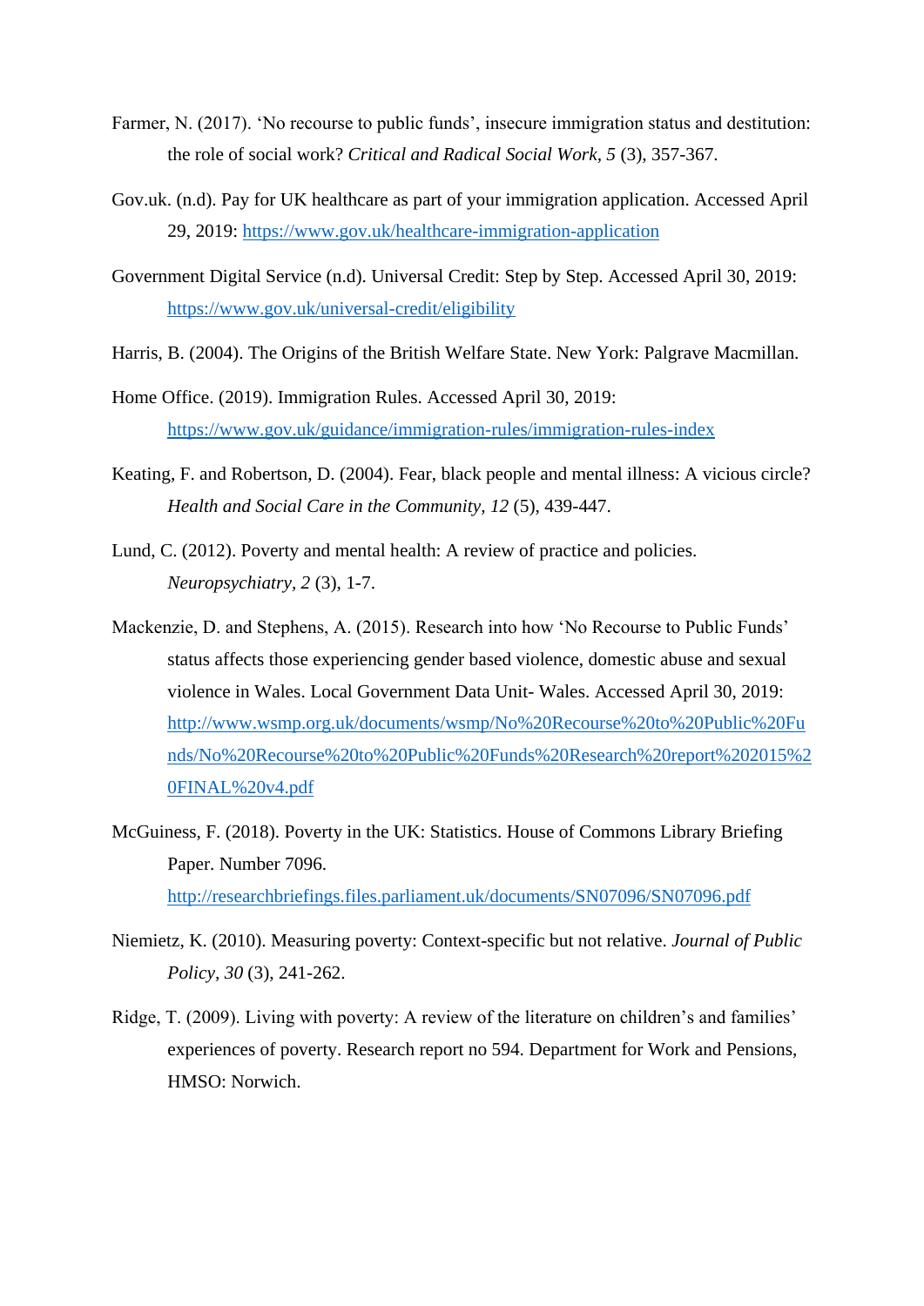Farmer, N. (2017). ‘No recourse to public funds’, insecure immigration status and destitution: the role of social work? *Critical and Radical Social Work, 5* (3), 357-367.

Gov.uk. (n.d). Pay for UK healthcare as part of your immigration application. Accessed April 29, 2019: https://www.gov.uk/healthcare-immigration-application

Government Digital Service (n.d). Universal Credit: Step by Step. Accessed April 30, 2019: https://www.gov.uk/universal-credit/eligibility

Harris, B. (2004). The Origins of the British Welfare State. New York: Palgrave Macmillan.

Home Office. (2019). Immigration Rules. Accessed April 30, 2019: https://www.gov.uk/guidance/immigration-rules/immigration-rules-index

Keating, F. and Robertson, D. (2004). Fear, black people and mental illness: A vicious circle? *Health and Social Care in the Community, 12* (5), 439-447.

Lund, C. (2012). Poverty and mental health: A review of practice and policies. *Neuropsychiatry, 2* (3), 1-7.

Mackenzie, D. and Stephens, A. (2015). Research into how ‘No Recourse to Public Funds’ status affects those experiencing gender based violence, domestic abuse and sexual violence in Wales. Local Government Data Unit- Wales. Accessed April 30, 2019: http://www.wsmp.org.uk/documents/wsmp/No%20Recourse%20to%20Public%20Funds/No%20Recourse%20to%20Public%20Funds%20Research%20report%202015%20FINAL%20v4.pdf

McGuiness, F. (2018). Poverty in the UK: Statistics. House of Commons Library Briefing Paper. Number 7096. http://researchbriefings.files.parliament.uk/documents/SN07096/SN07096.pdf

Niemietz, K. (2010). Measuring poverty: Context-specific but not relative. *Journal of Public Policy, 30* (3), 241-262.

Ridge, T. (2009). Living with poverty: A review of the literature on children’s and families’ experiences of poverty. Research report no 594. Department for Work and Pensions, HMSO: Norwich.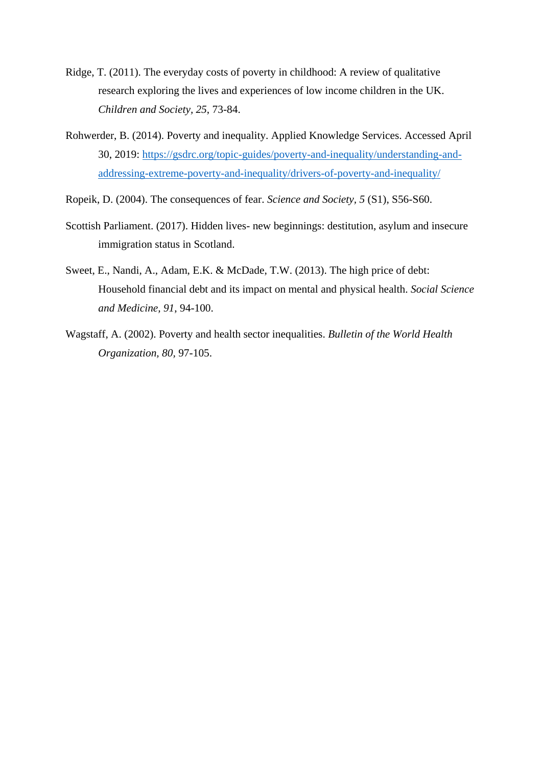Ridge, T. (2011). The everyday costs of poverty in childhood: A review of qualitative research exploring the lives and experiences of low income children in the UK. *Children and Society*, *25*, 73-84.

Rohwerder, B. (2014). Poverty and inequality. Applied Knowledge Services. Accessed April 30, 2019: [https://gsdrc.org/topic-guides/poverty-and-inequality/understanding-and-addressing-extreme-poverty-and-inequality/drivers-of-poverty-and-inequality/](https://gsdrc.org/topic-guides/poverty-and-inequality/understanding-and-addressing-extreme-poverty-and-inequality/drivers-of-poverty-and-inequality/)

Ropeik, D. (2004). The consequences of fear. *Science and Society*, *5* (S1), S56-S60.

Scottish Parliament. (2017). Hidden lives- new beginnings: destitution, asylum and insecure immigration status in Scotland.

Sweet, E., Nandi, A., Adam, E.K. & McDade, T.W. (2013). The high price of debt: Household financial debt and its impact on mental and physical health. *Social Science and Medicine*, *91*, 94-100.

Wagstaff, A. (2002). Poverty and health sector inequalities. *Bulletin of the World Health Organization*, *80*, 97-105.